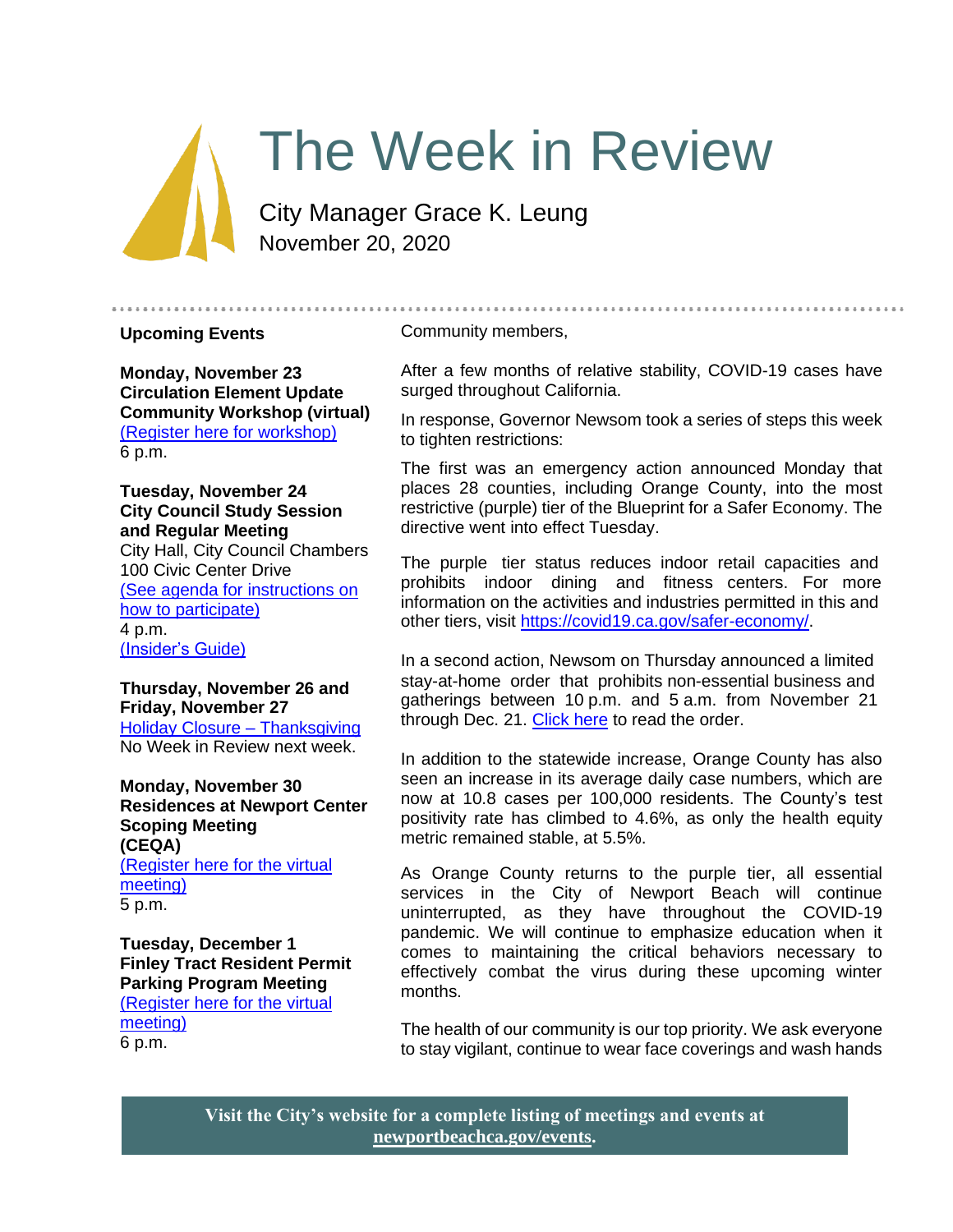# The Week in Review

City Manager Grace K. Leung
November 20, 2020

## Upcoming Events

**Monday, November 23**
**Circulation Element Update Community Workshop (virtual)**
(Register here for workshop)
6 p.m.

**Tuesday, November 24**
**City Council Study Session and Regular Meeting**
City Hall, City Council Chambers
100 Civic Center Drive
(See agenda for instructions on how to participate)
4 p.m.
(Insider's Guide)

**Thursday, November 26 and Friday, November 27**
Holiday Closure – Thanksgiving
No Week in Review next week.

**Monday, November 30**
**Residences at Newport Center Scoping Meeting (CEQA)**
(Register here for the virtual meeting)
5 p.m.

**Tuesday, December 1**
**Finley Tract Resident Permit Parking Program Meeting**
(Register here for the virtual meeting)
6 p.m.

Community members,

After a few months of relative stability, COVID-19 cases have surged throughout California.

In response, Governor Newsom took a series of steps this week to tighten restrictions:

The first was an emergency action announced Monday that places 28 counties, including Orange County, into the most restrictive (purple) tier of the Blueprint for a Safer Economy. The directive went into effect Tuesday.

The purple tier status reduces indoor retail capacities and prohibits indoor dining and fitness centers. For more information on the activities and industries permitted in this and other tiers, visit https://covid19.ca.gov/safer-economy/.

In a second action, Newsom on Thursday announced a limited stay-at-home order that prohibits non-essential business and gatherings between 10 p.m. and 5 a.m. from November 21 through Dec. 21. Click here to read the order.

In addition to the statewide increase, Orange County has also seen an increase in its average daily case numbers, which are now at 10.8 cases per 100,000 residents. The County's test positivity rate has climbed to 4.6%, as only the health equity metric remained stable, at 5.5%.

As Orange County returns to the purple tier, all essential services in the City of Newport Beach will continue uninterrupted, as they have throughout the COVID-19 pandemic. We will continue to emphasize education when it comes to maintaining the critical behaviors necessary to effectively combat the virus during these upcoming winter months.

The health of our community is our top priority. We ask everyone to stay vigilant, continue to wear face coverings and wash hands

**Visit the City's website for a complete listing of meetings and events at newportbeachca.gov/events.**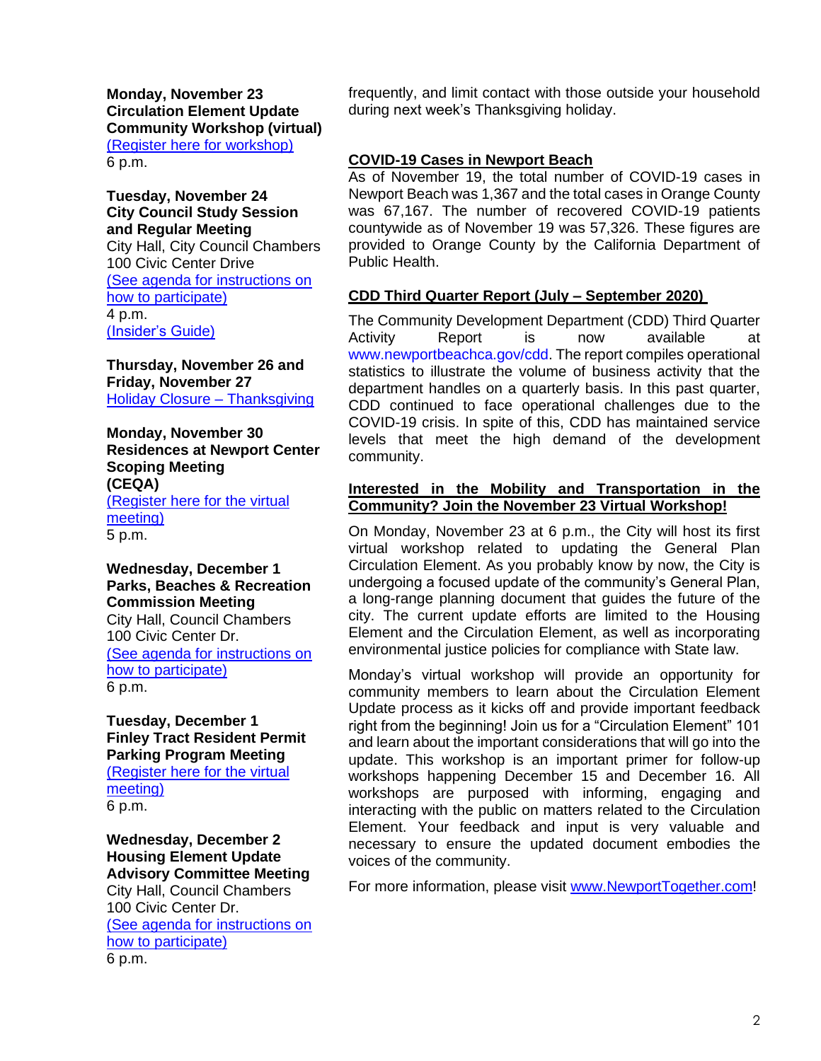**Monday, November 23**
**Circulation Element Update Community Workshop (virtual)**
(Register here for workshop)
6 p.m.

**Tuesday, November 24**
**City Council Study Session and Regular Meeting**
City Hall, City Council Chambers
100 Civic Center Drive
(See agenda for instructions on how to participate)
4 p.m.
(Insider's Guide)

**Thursday, November 26 and Friday, November 27**
Holiday Closure – Thanksgiving

**Monday, November 30**
**Residences at Newport Center Scoping Meeting (CEQA)**
(Register here for the virtual meeting)
5 p.m.

**Wednesday, December 1**
**Parks, Beaches & Recreation Commission Meeting**
City Hall, Council Chambers
100 Civic Center Dr.
(See agenda for instructions on how to participate)
6 p.m.

**Tuesday, December 1**
**Finley Tract Resident Permit Parking Program Meeting**
(Register here for the virtual meeting)
6 p.m.

**Wednesday, December 2**
**Housing Element Update Advisory Committee Meeting**
City Hall, Council Chambers
100 Civic Center Dr.
(See agenda for instructions on how to participate)
6 p.m.

frequently, and limit contact with those outside your household during next week's Thanksgiving holiday.

## COVID-19 Cases in Newport Beach

As of November 19, the total number of COVID-19 cases in Newport Beach was 1,367 and the total cases in Orange County was 67,167. The number of recovered COVID-19 patients countywide as of November 19 was 57,326. These figures are provided to Orange County by the California Department of Public Health.

## CDD Third Quarter Report (July – September 2020)

The Community Development Department (CDD) Third Quarter Activity Report is now available at www.newportbeachca.gov/cdd. The report compiles operational statistics to illustrate the volume of business activity that the department handles on a quarterly basis. In this past quarter, CDD continued to face operational challenges due to the COVID-19 crisis. In spite of this, CDD has maintained service levels that meet the high demand of the development community.

## Interested in the Mobility and Transportation in the Community? Join the November 23 Virtual Workshop!

On Monday, November 23 at 6 p.m., the City will host its first virtual workshop related to updating the General Plan Circulation Element. As you probably know by now, the City is undergoing a focused update of the community's General Plan, a long-range planning document that guides the future of the city. The current update efforts are limited to the Housing Element and the Circulation Element, as well as incorporating environmental justice policies for compliance with State law.

Monday's virtual workshop will provide an opportunity for community members to learn about the Circulation Element Update process as it kicks off and provide important feedback right from the beginning! Join us for a "Circulation Element" 101 and learn about the important considerations that will go into the update. This workshop is an important primer for follow-up workshops happening December 15 and December 16. All workshops are purposed with informing, engaging and interacting with the public on matters related to the Circulation Element. Your feedback and input is very valuable and necessary to ensure the updated document embodies the voices of the community.

For more information, please visit www.NewportTogether.com!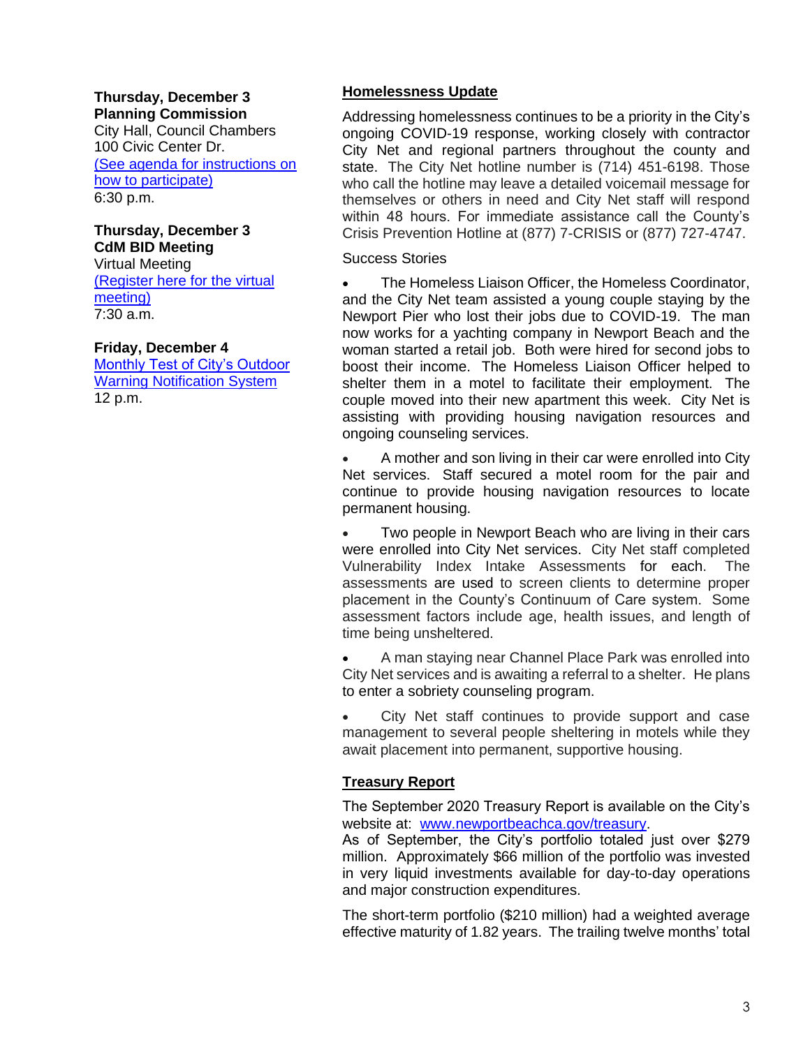**Thursday, December 3**
**Planning Commission**
City Hall, Council Chambers
100 Civic Center Dr.
(See agenda for instructions on how to participate)
6:30 p.m.

**Thursday, December 3**
**CdM BID Meeting**
Virtual Meeting
(Register here for the virtual meeting)
7:30 a.m.

**Friday, December 4**
Monthly Test of City's Outdoor Warning Notification System
12 p.m.

## Homelessness Update

Addressing homelessness continues to be a priority in the City's ongoing COVID-19 response, working closely with contractor City Net and regional partners throughout the county and state. The City Net hotline number is (714) 451-6198. Those who call the hotline may leave a detailed voicemail message for themselves or others in need and City Net staff will respond within 48 hours. For immediate assistance call the County's Crisis Prevention Hotline at (877) 7-CRISIS or (877) 727-4747.

Success Stories

- The Homeless Liaison Officer, the Homeless Coordinator, and the City Net team assisted a young couple staying by the Newport Pier who lost their jobs due to COVID-19. The man now works for a yachting company in Newport Beach and the woman started a retail job. Both were hired for second jobs to boost their income. The Homeless Liaison Officer helped to shelter them in a motel to facilitate their employment. The couple moved into their new apartment this week. City Net is assisting with providing housing navigation resources and ongoing counseling services.

- A mother and son living in their car were enrolled into City Net services. Staff secured a motel room for the pair and continue to provide housing navigation resources to locate permanent housing.

- Two people in Newport Beach who are living in their cars were enrolled into City Net services. City Net staff completed Vulnerability Index Intake Assessments for each. The assessments are used to screen clients to determine proper placement in the County's Continuum of Care system. Some assessment factors include age, health issues, and length of time being unsheltered.

- A man staying near Channel Place Park was enrolled into City Net services and is awaiting a referral to a shelter. He plans to enter a sobriety counseling program.

- City Net staff continues to provide support and case management to several people sheltering in motels while they await placement into permanent, supportive housing.

## Treasury Report

The September 2020 Treasury Report is available on the City's website at: www.newportbeachca.gov/treasury.
As of September, the City's portfolio totaled just over $279 million. Approximately $66 million of the portfolio was invested in very liquid investments available for day-to-day operations and major construction expenditures.

The short-term portfolio ($210 million) had a weighted average effective maturity of 1.82 years. The trailing twelve months' total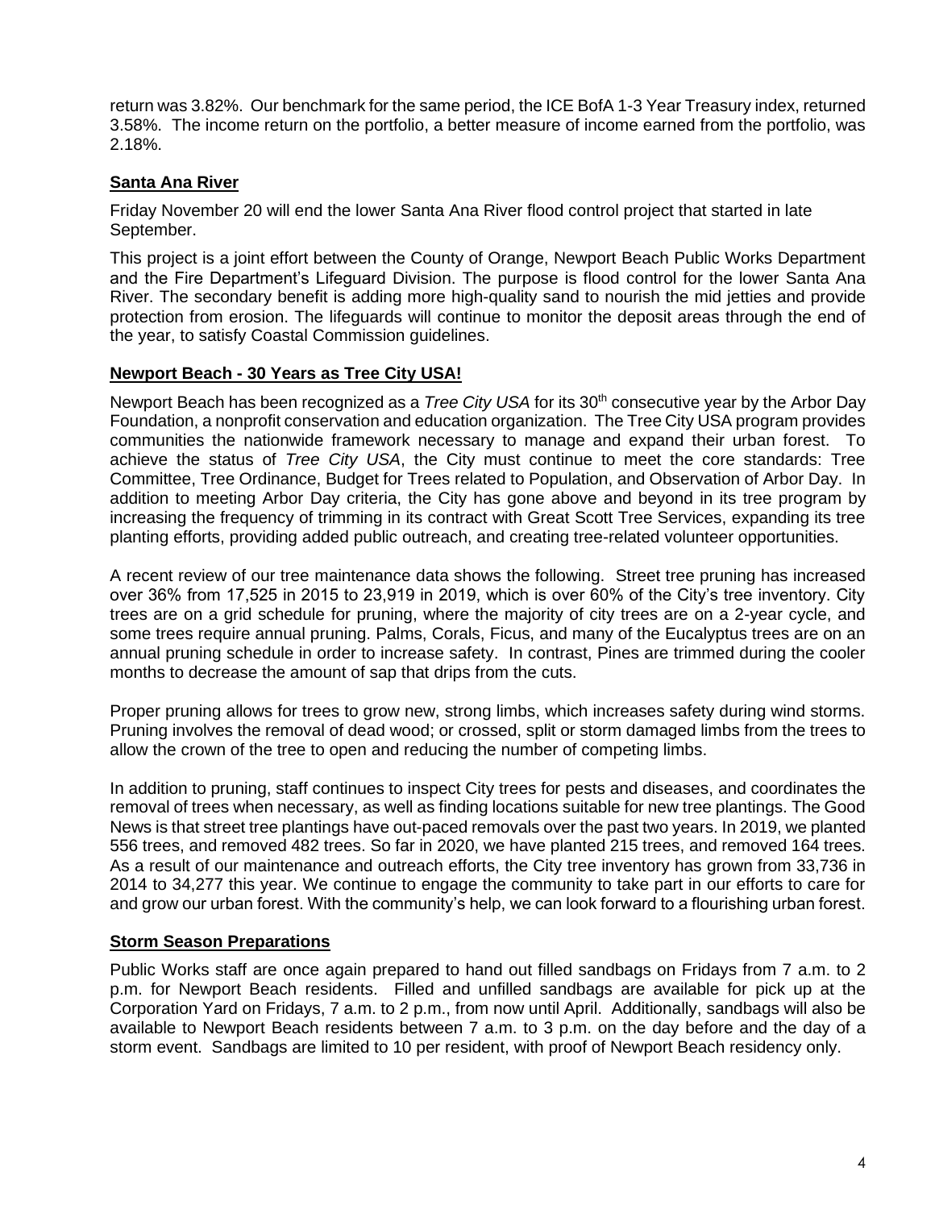return was 3.82%. Our benchmark for the same period, the ICE BofA 1-3 Year Treasury index, returned 3.58%. The income return on the portfolio, a better measure of income earned from the portfolio, was 2.18%.

## Santa Ana River

Friday November 20 will end the lower Santa Ana River flood control project that started in late September.

This project is a joint effort between the County of Orange, Newport Beach Public Works Department and the Fire Department's Lifeguard Division. The purpose is flood control for the lower Santa Ana River. The secondary benefit is adding more high-quality sand to nourish the mid jetties and provide protection from erosion. The lifeguards will continue to monitor the deposit areas through the end of the year, to satisfy Coastal Commission guidelines.

## Newport Beach - 30 Years as Tree City USA!

Newport Beach has been recognized as a *Tree City USA* for its 30th consecutive year by the Arbor Day Foundation, a nonprofit conservation and education organization. The Tree City USA program provides communities the nationwide framework necessary to manage and expand their urban forest. To achieve the status of *Tree City USA*, the City must continue to meet the core standards: Tree Committee, Tree Ordinance, Budget for Trees related to Population, and Observation of Arbor Day. In addition to meeting Arbor Day criteria, the City has gone above and beyond in its tree program by increasing the frequency of trimming in its contract with Great Scott Tree Services, expanding its tree planting efforts, providing added public outreach, and creating tree-related volunteer opportunities.

A recent review of our tree maintenance data shows the following. Street tree pruning has increased over 36% from 17,525 in 2015 to 23,919 in 2019, which is over 60% of the City's tree inventory. City trees are on a grid schedule for pruning, where the majority of city trees are on a 2-year cycle, and some trees require annual pruning. Palms, Corals, Ficus, and many of the Eucalyptus trees are on an annual pruning schedule in order to increase safety. In contrast, Pines are trimmed during the cooler months to decrease the amount of sap that drips from the cuts.

Proper pruning allows for trees to grow new, strong limbs, which increases safety during wind storms. Pruning involves the removal of dead wood; or crossed, split or storm damaged limbs from the trees to allow the crown of the tree to open and reducing the number of competing limbs.

In addition to pruning, staff continues to inspect City trees for pests and diseases, and coordinates the removal of trees when necessary, as well as finding locations suitable for new tree plantings. The Good News is that street tree plantings have out-paced removals over the past two years. In 2019, we planted 556 trees, and removed 482 trees. So far in 2020, we have planted 215 trees, and removed 164 trees. As a result of our maintenance and outreach efforts, the City tree inventory has grown from 33,736 in 2014 to 34,277 this year. We continue to engage the community to take part in our efforts to care for and grow our urban forest. With the community's help, we can look forward to a flourishing urban forest.

## Storm Season Preparations

Public Works staff are once again prepared to hand out filled sandbags on Fridays from 7 a.m. to 2 p.m. for Newport Beach residents. Filled and unfilled sandbags are available for pick up at the Corporation Yard on Fridays, 7 a.m. to 2 p.m., from now until April. Additionally, sandbags will also be available to Newport Beach residents between 7 a.m. to 3 p.m. on the day before and the day of a storm event. Sandbags are limited to 10 per resident, with proof of Newport Beach residency only.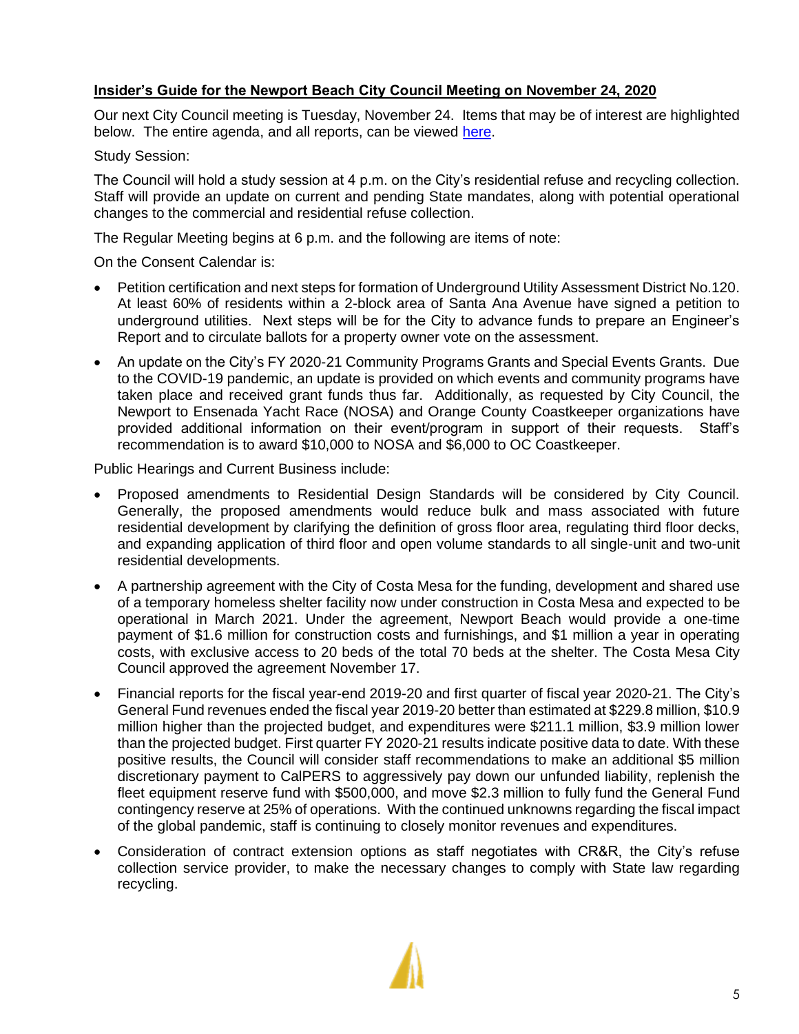**Insider's Guide for the Newport Beach City Council Meeting on November 24, 2020**

Our next City Council meeting is Tuesday, November 24. Items that may be of interest are highlighted below. The entire agenda, and all reports, can be viewed here.

Study Session:

The Council will hold a study session at 4 p.m. on the City's residential refuse and recycling collection. Staff will provide an update on current and pending State mandates, along with potential operational changes to the commercial and residential refuse collection.

The Regular Meeting begins at 6 p.m. and the following are items of note:

On the Consent Calendar is:

- Petition certification and next steps for formation of Underground Utility Assessment District No.120. At least 60% of residents within a 2-block area of Santa Ana Avenue have signed a petition to underground utilities. Next steps will be for the City to advance funds to prepare an Engineer's Report and to circulate ballots for a property owner vote on the assessment.
- An update on the City's FY 2020-21 Community Programs Grants and Special Events Grants. Due to the COVID-19 pandemic, an update is provided on which events and community programs have taken place and received grant funds thus far. Additionally, as requested by City Council, the Newport to Ensenada Yacht Race (NOSA) and Orange County Coastkeeper organizations have provided additional information on their event/program in support of their requests. Staff's recommendation is to award $10,000 to NOSA and $6,000 to OC Coastkeeper.

Public Hearings and Current Business include:

- Proposed amendments to Residential Design Standards will be considered by City Council. Generally, the proposed amendments would reduce bulk and mass associated with future residential development by clarifying the definition of gross floor area, regulating third floor decks, and expanding application of third floor and open volume standards to all single-unit and two-unit residential developments.
- A partnership agreement with the City of Costa Mesa for the funding, development and shared use of a temporary homeless shelter facility now under construction in Costa Mesa and expected to be operational in March 2021. Under the agreement, Newport Beach would provide a one-time payment of $1.6 million for construction costs and furnishings, and $1 million a year in operating costs, with exclusive access to 20 beds of the total 70 beds at the shelter. The Costa Mesa City Council approved the agreement November 17.
- Financial reports for the fiscal year-end 2019-20 and first quarter of fiscal year 2020-21. The City's General Fund revenues ended the fiscal year 2019-20 better than estimated at $229.8 million, $10.9 million higher than the projected budget, and expenditures were $211.1 million, $3.9 million lower than the projected budget. First quarter FY 2020-21 results indicate positive data to date. With these positive results, the Council will consider staff recommendations to make an additional $5 million discretionary payment to CalPERS to aggressively pay down our unfunded liability, replenish the fleet equipment reserve fund with $500,000, and move $2.3 million to fully fund the General Fund contingency reserve at 25% of operations. With the continued unknowns regarding the fiscal impact of the global pandemic, staff is continuing to closely monitor revenues and expenditures.
- Consideration of contract extension options as staff negotiates with CR&R, the City's refuse collection service provider, to make the necessary changes to comply with State law regarding recycling.